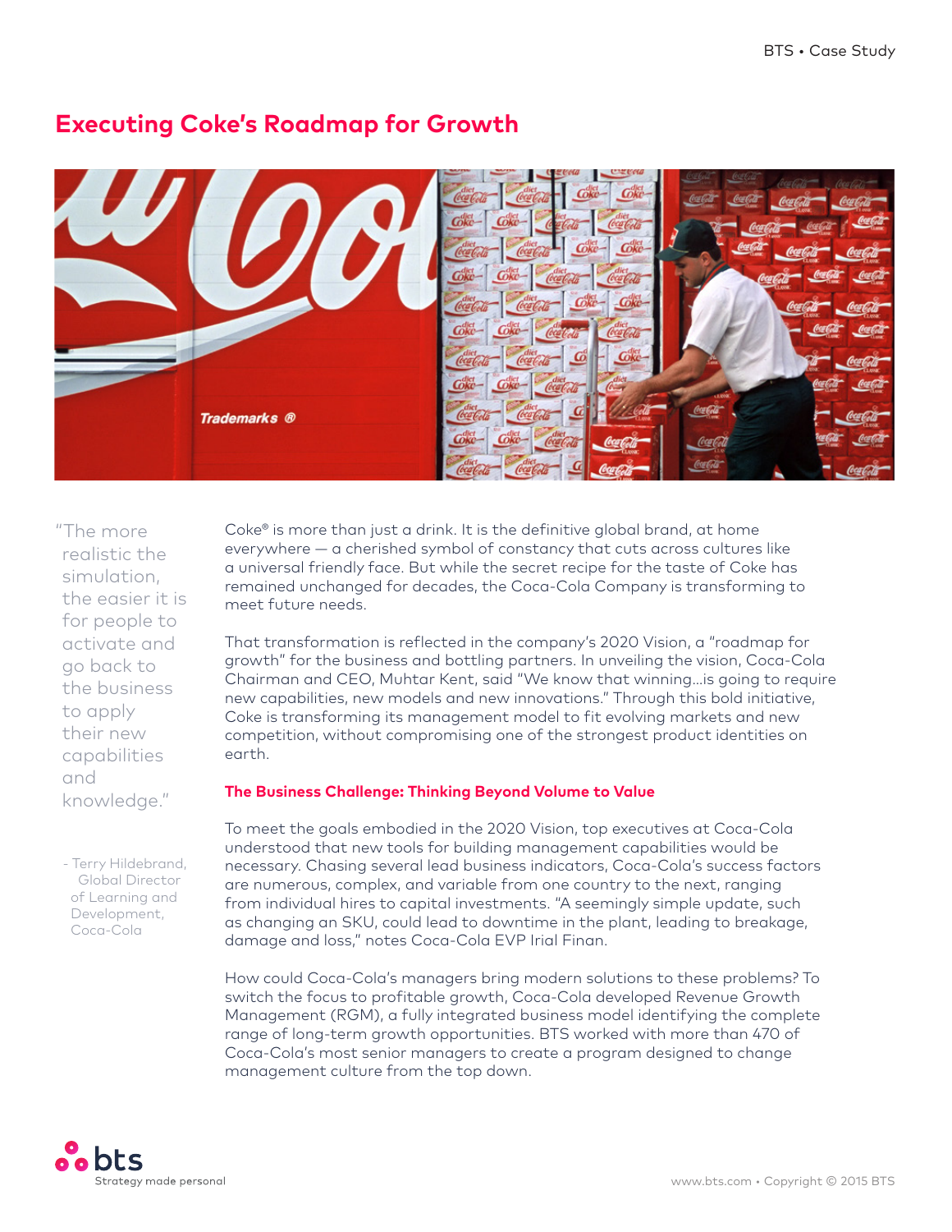# Executing Coke's Roadmap for Growth

> "The more realistic the simulation, the easier it is for people to activate and go back to the business to apply their new capabilities and knowledge."
>
> - Terry Hildebrand, Global Director of Learning and Development, Coca-Cola

Coke® is more than just a drink. It is the definitive global brand, at home everywhere — a cherished symbol of constancy that cuts across cultures like a universal friendly face. But while the secret recipe for the taste of Coke has remained unchanged for decades, the Coca-Cola Company is transforming to meet future needs.

That transformation is reflected in the company's 2020 Vision, a "roadmap for growth" for the business and bottling partners. In unveiling the vision, Coca-Cola Chairman and CEO, Muhtar Kent, said "We know that winning…is going to require new capabilities, new models and new innovations." Through this bold initiative, Coke is transforming its management model to fit evolving markets and new competition, without compromising one of the strongest product identities on earth.

## The Business Challenge: Thinking Beyond Volume to Value

To meet the goals embodied in the 2020 Vision, top executives at Coca-Cola understood that new tools for building management capabilities would be necessary. Chasing several lead business indicators, Coca-Cola's success factors are numerous, complex, and variable from one country to the next, ranging from individual hires to capital investments. "A seemingly simple update, such as changing an SKU, could lead to downtime in the plant, leading to breakage, damage and loss," notes Coca-Cola EVP Irial Finan.

How could Coca-Cola's managers bring modern solutions to these problems? To switch the focus to profitable growth, Coca-Cola developed Revenue Growth Management (RGM), a fully integrated business model identifying the complete range of long-term growth opportunities. BTS worked with more than 470 of Coca-Cola's most senior managers to create a program designed to change management culture from the top down.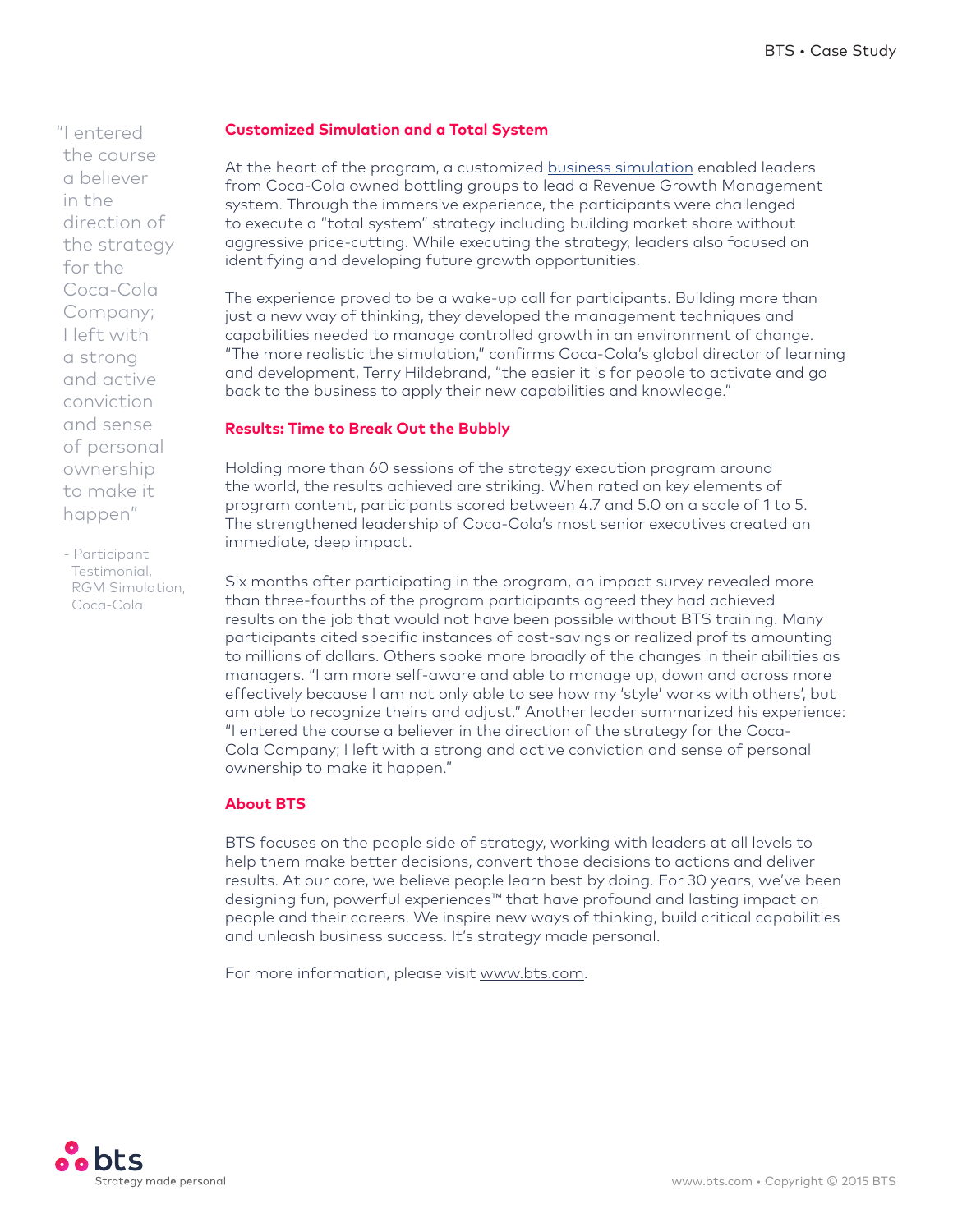> "I entered the course a believer in the direction of the strategy for the Coca-Cola Company; I left with a strong and active conviction and sense of personal ownership to make it happen"
>
> - Participant Testimonial, RGM Simulation, Coca-Cola

## Customized Simulation and a Total System

At the heart of the program, a customized business simulation enabled leaders from Coca-Cola owned bottling groups to lead a Revenue Growth Management system. Through the immersive experience, the participants were challenged to execute a "total system" strategy including building market share without aggressive price-cutting. While executing the strategy, leaders also focused on identifying and developing future growth opportunities.

The experience proved to be a wake-up call for participants. Building more than just a new way of thinking, they developed the management techniques and capabilities needed to manage controlled growth in an environment of change. "The more realistic the simulation," confirms Coca-Cola's global director of learning and development, Terry Hildebrand, "the easier it is for people to activate and go back to the business to apply their new capabilities and knowledge."

## Results: Time to Break Out the Bubbly

Holding more than 60 sessions of the strategy execution program around the world, the results achieved are striking. When rated on key elements of program content, participants scored between 4.7 and 5.0 on a scale of 1 to 5. The strengthened leadership of Coca-Cola's most senior executives created an immediate, deep impact.

Six months after participating in the program, an impact survey revealed more than three-fourths of the program participants agreed they had achieved results on the job that would not have been possible without BTS training. Many participants cited specific instances of cost-savings or realized profits amounting to millions of dollars. Others spoke more broadly of the changes in their abilities as managers. "I am more self-aware and able to manage up, down and across more effectively because I am not only able to see how my 'style' works with others', but am able to recognize theirs and adjust." Another leader summarized his experience: "I entered the course a believer in the direction of the strategy for the Coca-Cola Company; I left with a strong and active conviction and sense of personal ownership to make it happen."

## About BTS

BTS focuses on the people side of strategy, working with leaders at all levels to help them make better decisions, convert those decisions to actions and deliver results. At our core, we believe people learn best by doing. For 30 years, we've been designing fun, powerful experiences™ that have profound and lasting impact on people and their careers. We inspire new ways of thinking, build critical capabilities and unleash business success. It's strategy made personal.

For more information, please visit www.bts.com.

bts
Strategy made personal